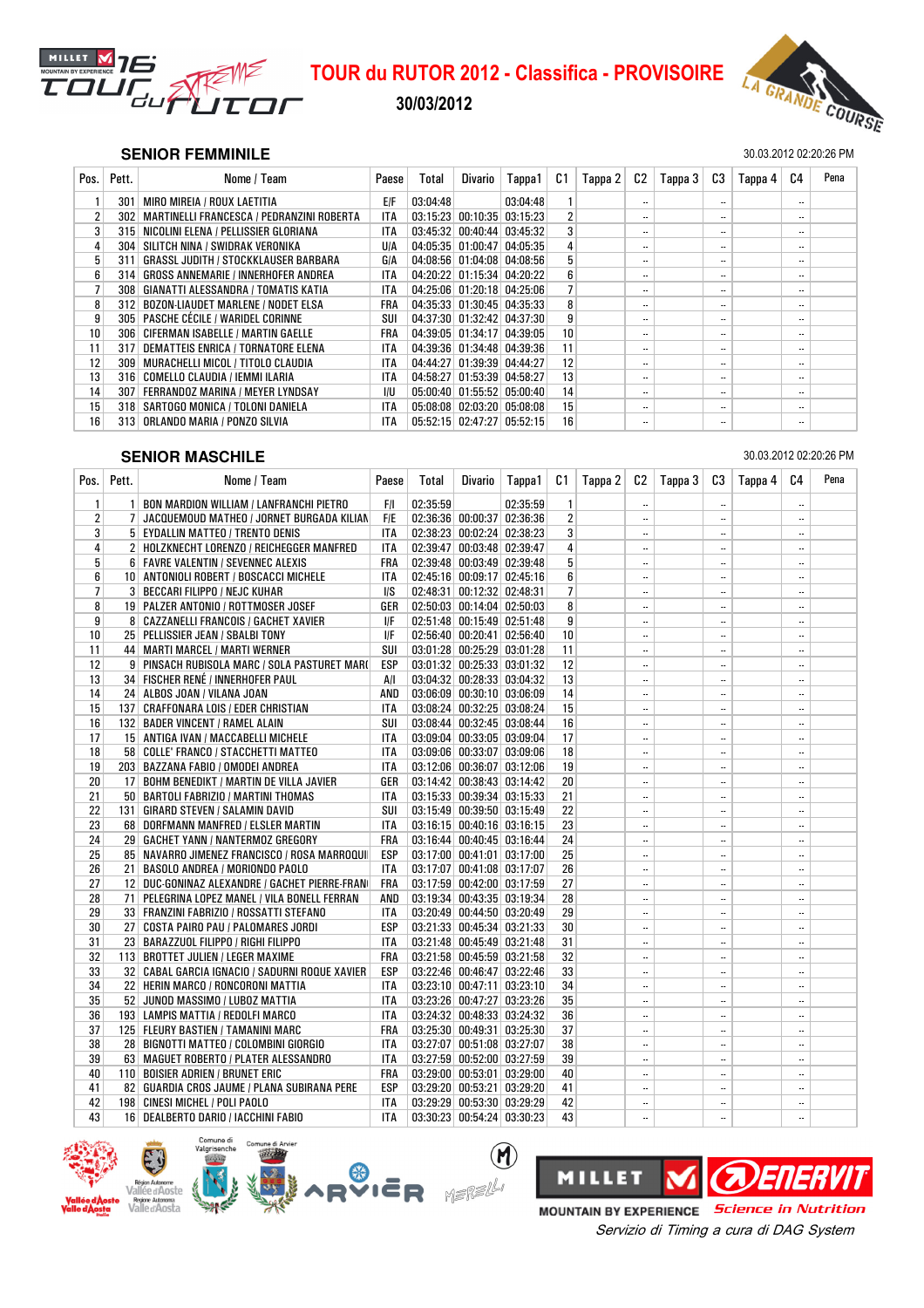# TOUR du RUTOR 2012 - Classifica - PROVISOIRE

**30/03/2012**

## SENIOR FEMMINILE

30.03.2012 02:20:26 PM

| Pos. | Pett. | Nome / Team | Paese | Total | Divario | Tappa1 | C1 | Tappa 2 | C2 | Tappa 3 | C3 | Tappa 4 | C4 | Pena |
|---|---|---|---|---|---|---|---|---|---|---|---|---|---|---|
| 1 | 301 | MIRO MIREIA / ROUX LAETITIA | E/F | 03:04:48 | | 03:04:48 | 1 | | -- | | -- | | -- | |
| 2 | 302 | MARTINELLI FRANCESCA / PEDRANZINI ROBERTA | ITA | 03:15:23 | 00:10:35 | 03:15:23 | 2 | | -- | | -- | | -- | |
| 3 | 315 | NICOLINI ELENA / PELLISSIER GLORIANA | ITA | 03:45:32 | 00:40:44 | 03:45:32 | 3 | | -- | | -- | | -- | |
| 4 | 304 | SILITCH NINA / SWIDRAK VERONIKA | U/A | 04:05:35 | 01:00:47 | 04:05:35 | 4 | | -- | | -- | | -- | |
| 5 | 311 | GRASSL JUDITH / STOCKKLAUSER BARBARA | G/A | 04:08:56 | 01:04:08 | 04:08:56 | 5 | | -- | | -- | | -- | |
| 6 | 314 | GROSS ANNEMARIE / INNERHOFER ANDREA | ITA | 04:20:22 | 01:15:34 | 04:20:22 | 6 | | -- | | -- | | -- | |
| 7 | 308 | GIANATTI ALESSANDRA / TOMATIS KATIA | ITA | 04:25:06 | 01:20:18 | 04:25:06 | 7 | | -- | | -- | | -- | |
| 8 | 312 | BOZON-LIAUDET MARLENE / NODET ELSA | FRA | 04:35:33 | 01:30:45 | 04:35:33 | 8 | | -- | | -- | | -- | |
| 9 | 305 | PASCHE CÉCILE / WARIDEL CORINNE | SUI | 04:37:30 | 01:32:42 | 04:37:30 | 9 | | -- | | -- | | -- | |
| 10 | 306 | CIFERMAN ISABELLE / MARTIN GAELLE | FRA | 04:39:05 | 01:34:17 | 04:39:05 | 10 | | -- | | -- | | -- | |
| 11 | 317 | DEMATTEIS ENRICA / TORNATORE ELENA | ITA | 04:39:36 | 01:34:48 | 04:39:36 | 11 | | -- | | -- | | -- | |
| 12 | 309 | MURACHELLI MICOL / TITOLO CLAUDIA | ITA | 04:44:27 | 01:39:39 | 04:44:27 | 12 | | -- | | -- | | -- | |
| 13 | 316 | COMELLO CLAUDIA / IEMMI ILARIA | ITA | 04:58:27 | 01:53:39 | 04:58:27 | 13 | | -- | | -- | | -- | |
| 14 | 307 | FERRANDOZ MARINA / MEYER LYNDSAY | I/U | 05:00:40 | 01:55:52 | 05:00:40 | 14 | | -- | | -- | | -- | |
| 15 | 318 | SARTOGO MONICA / TOLONI DANIELA | ITA | 05:08:08 | 02:03:20 | 05:08:08 | 15 | | -- | | -- | | -- | |
| 16 | 313 | ORLANDO MARIA / PONZO SILVIA | ITA | 05:52:15 | 02:47:27 | 05:52:15 | 16 | | -- | | -- | | -- | |

## SENIOR MASCHILE

30.03.2012 02:20:26 PM

| Pos. | Pett. | Nome / Team | Paese | Total | Divario | Tappa1 | C1 | Tappa 2 | C2 | Tappa 3 | C3 | Tappa 4 | C4 | Pena |
|---|---|---|---|---|---|---|---|---|---|---|---|---|---|---|
| 1 | 1 | BON MARDION WILLIAM / LANFRANCHI PIETRO | F/I | 02:35:59 | | 02:35:59 | 1 | | -- | | -- | | -- | |
| 2 | 7 | JACQUEMOUD MATHEO / JORNET BURGADA KILIAN | F/E | 02:36:36 | 00:00:37 | 02:36:36 | 2 | | -- | | -- | | -- | |
| 3 | 5 | EYDALLIN MATTEO / TRENTO DENIS | ITA | 02:38:23 | 00:02:24 | 02:38:23 | 3 | | -- | | -- | | -- | |
| 4 | 2 | HOLZKNECHT LORENZO / REICHEGGER MANFRED | ITA | 02:39:47 | 00:03:48 | 02:39:47 | 4 | | -- | | -- | | -- | |
| 5 | 6 | FAVRE VALENTIN / SEVENNEC ALEXIS | FRA | 02:39:48 | 00:03:49 | 02:39:48 | 5 | | -- | | -- | | -- | |
| 6 | 10 | ANTONIOLI ROBERT / BOSCACCI MICHELE | ITA | 02:45:16 | 00:09:17 | 02:45:16 | 6 | | -- | | -- | | -- | |
| 7 | 3 | BECCARI FILIPPO / NEJC KUHAR | I/S | 02:48:31 | 00:12:32 | 02:48:31 | 7 | | -- | | -- | | -- | |
| 8 | 19 | PALZER ANTONIO / ROTTMOSER JOSEF | GER | 02:50:03 | 00:14:04 | 02:50:03 | 8 | | -- | | -- | | -- | |
| 9 | 8 | CAZZANELLI FRANCOIS / GACHET XAVIER | I/F | 02:51:48 | 00:15:49 | 02:51:48 | 9 | | -- | | -- | | -- | |
| 10 | 25 | PELLISSIER JEAN / SBALBI TONY | I/F | 02:56:40 | 00:20:41 | 02:56:40 | 10 | | -- | | -- | | -- | |
| 11 | 44 | MARTI MARCEL / MARTI WERNER | SUI | 03:01:28 | 00:25:29 | 03:01:28 | 11 | | -- | | -- | | -- | |
| 12 | 9 | PINSACH RUBISOLA MARC / SOLA PASTURET MARC | ESP | 03:01:32 | 00:25:33 | 03:01:32 | 12 | | -- | | -- | | -- | |
| 13 | 34 | FISCHER RENÉ / INNERHOFER PAUL | A/I | 03:04:32 | 00:28:33 | 03:04:32 | 13 | | -- | | -- | | -- | |
| 14 | 24 | ALBOS JOAN / VILANA JOAN | AND | 03:06:09 | 00:30:10 | 03:06:09 | 14 | | -- | | -- | | -- | |
| 15 | 137 | CRAFFONARA LOIS / EDER CHRISTIAN | ITA | 03:08:24 | 00:32:25 | 03:08:24 | 15 | | -- | | -- | | -- | |
| 16 | 132 | BADER VINCENT / RAMEL ALAIN | SUI | 03:08:44 | 00:32:45 | 03:08:44 | 16 | | -- | | -- | | -- | |
| 17 | 15 | ANTIGA IVAN / MACCABELLI MICHELE | ITA | 03:09:04 | 00:33:05 | 03:09:04 | 17 | | -- | | -- | | -- | |
| 18 | 58 | COLLE' FRANCO / STACCHETTI MATTEO | ITA | 03:09:06 | 00:33:07 | 03:09:06 | 18 | | -- | | -- | | -- | |
| 19 | 203 | BAZZANA FABIO / OMODEI ANDREA | ITA | 03:12:06 | 00:36:07 | 03:12:06 | 19 | | -- | | -- | | -- | |
| 20 | 17 | BOHM BENEDIKT / MARTIN DE VILLA JAVIER | GER | 03:14:42 | 00:38:43 | 03:14:42 | 20 | | -- | | -- | | -- | |
| 21 | 50 | BARTOLI FABRIZIO / MARTINI THOMAS | ITA | 03:15:33 | 00:39:34 | 03:15:33 | 21 | | -- | | -- | | -- | |
| 22 | 131 | GIRARD STEVEN / SALAMIN DAVID | SUI | 03:15:49 | 00:39:50 | 03:15:49 | 22 | | -- | | -- | | -- | |
| 23 | 68 | DORFMANN MANFRED / ELSLER MARTIN | ITA | 03:16:15 | 00:40:16 | 03:16:15 | 23 | | -- | | -- | | -- | |
| 24 | 29 | GACHET YANN / NANTERMOZ GREGORY | FRA | 03:16:44 | 00:40:45 | 03:16:44 | 24 | | -- | | -- | | -- | |
| 25 | 85 | NAVARRO JIMENEZ FRANCISCO / ROSA MARROQUI | ESP | 03:17:00 | 00:41:01 | 03:17:00 | 25 | | -- | | -- | | -- | |
| 26 | 21 | BASOLO ANDREA / MORIONDO PAOLO | ITA | 03:17:07 | 00:41:08 | 03:17:07 | 26 | | -- | | -- | | -- | |
| 27 | 12 | DUC-GONINAZ ALEXANDRE / GACHET PIERRE-FRAN | FRA | 03:17:59 | 00:42:00 | 03:17:59 | 27 | | -- | | -- | | -- | |
| 28 | 71 | PELEGRINA LOPEZ MANEL / VILA BONELL FERRAN | AND | 03:19:34 | 00:43:35 | 03:19:34 | 28 | | -- | | -- | | -- | |
| 29 | 33 | FRANZINI FABRIZIO / ROSSATTI STEFANO | ITA | 03:20:49 | 00:44:50 | 03:20:49 | 29 | | -- | | -- | | -- | |
| 30 | 27 | COSTA PAIRO PAU / PALOMARES JORDI | ESP | 03:21:33 | 00:45:34 | 03:21:33 | 30 | | -- | | -- | | -- | |
| 31 | 23 | BARAZZUOL FILIPPO / RIGHI FILIPPO | ITA | 03:21:48 | 00:45:49 | 03:21:48 | 31 | | -- | | -- | | -- | |
| 32 | 113 | BROTTET JULIEN / LEGER MAXIME | FRA | 03:21:58 | 00:45:59 | 03:21:58 | 32 | | -- | | -- | | -- | |
| 33 | 32 | CABAL GARCIA IGNACIO / SADURNI ROQUE XAVIER | ESP | 03:22:46 | 00:46:47 | 03:22:46 | 33 | | -- | | -- | | -- | |
| 34 | 22 | HERIN MARCO / RONCORONI MATTIA | ITA | 03:23:10 | 00:47:11 | 03:23:10 | 34 | | -- | | -- | | -- | |
| 35 | 52 | JUNOD MASSIMO / LUBOZ MATTIA | ITA | 03:23:26 | 00:47:27 | 03:23:26 | 35 | | -- | | -- | | -- | |
| 36 | 193 | LAMPIS MATTIA / REDOLFI MARCO | ITA | 03:24:32 | 00:48:33 | 03:24:32 | 36 | | -- | | -- | | -- | |
| 37 | 125 | FLEURY BASTIEN / TAMANINI MARC | FRA | 03:25:30 | 00:49:31 | 03:25:30 | 37 | | -- | | -- | | -- | |
| 38 | 28 | BIGNOTTI MATTEO / COLOMBINI GIORGIO | ITA | 03:27:07 | 00:51:08 | 03:27:07 | 38 | | -- | | -- | | -- | |
| 39 | 63 | MAGUET ROBERTO / PLATER ALESSANDRO | ITA | 03:27:59 | 00:52:00 | 03:27:59 | 39 | | -- | | -- | | -- | |
| 40 | 110 | BOISIER ADRIEN / BRUNET ERIC | FRA | 03:29:00 | 00:53:01 | 03:29:00 | 40 | | -- | | -- | | -- | |
| 41 | 82 | GUARDIA CROS JAUME / PLANA SUBIRANA PERE | ESP | 03:29:20 | 00:53:21 | 03:29:20 | 41 | | -- | | -- | | -- | |
| 42 | 198 | CINESI MICHEL / POLI PAOLO | ITA | 03:29:29 | 00:53:30 | 03:29:29 | 42 | | -- | | -- | | -- | |
| 43 | 16 | DEALBERTO DARIO / IACCHINI FABIO | ITA | 03:30:23 | 00:54:24 | 03:30:23 | 43 | | -- | | -- | | -- | |

*Servizio di Timing a cura di DAG System*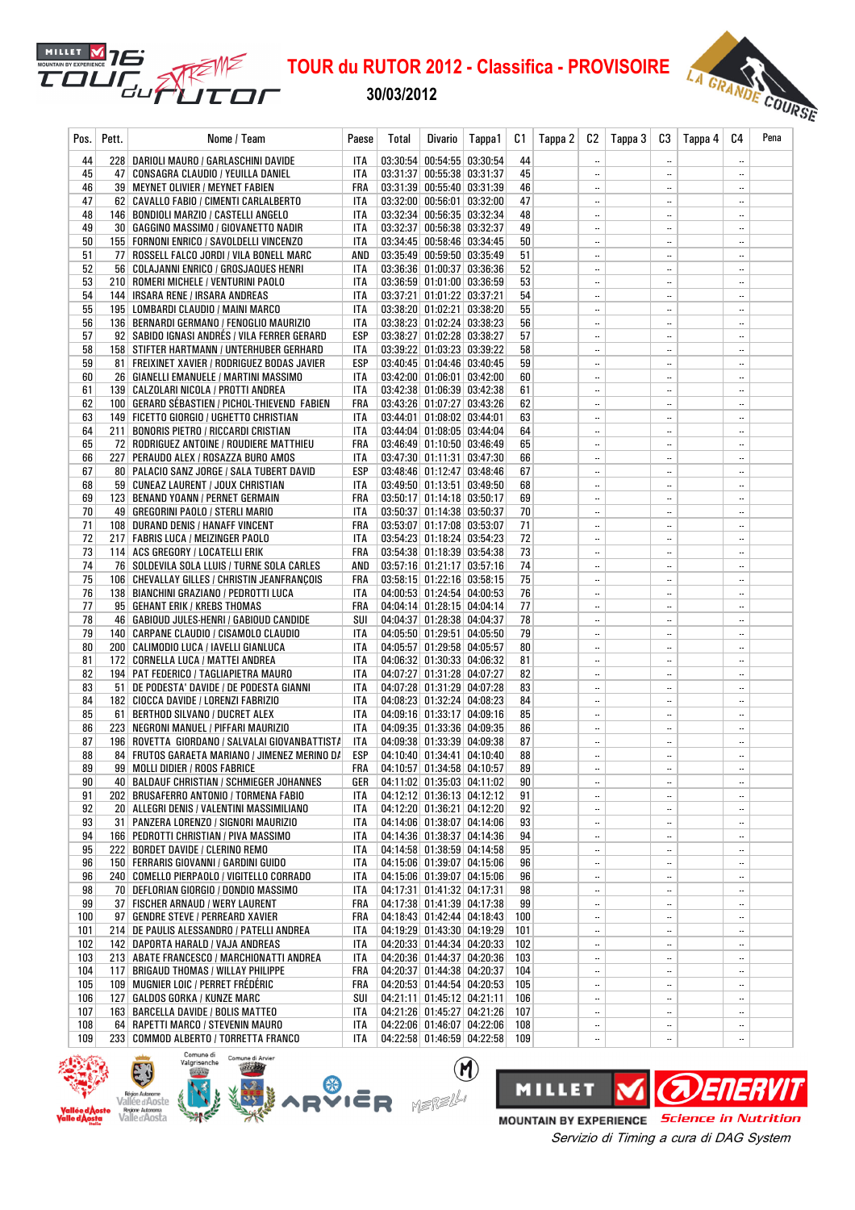# TOUR du RUTOR 2012 - Classifica - PROVISOIRE

**30/03/2012**

| Pos. | Pett. | Nome / Team | Paese | Total | Divario | Tappa1 | C1 | Tappa 2 | C2 | Tappa 3 | C3 | Tappa 4 | C4 | Pena |
|---|---|---|---|---|---|---|---|---|---|---|---|---|---|---|
| 44 | 228 | DARIOLI MAURO / GARLASCHINI DAVIDE | ITA | 03:30:54 | 00:54:55 | 03:30:54 | 44 | | -- | | -- | | -- | |
| 45 | 47 | CONSAGRA CLAUDIO / YEUILLA DANIEL | ITA | 03:31:37 | 00:55:38 | 03:31:37 | 45 | | -- | | -- | | -- | |
| 46 | 39 | MEYNET OLIVIER / MEYNET FABIEN | FRA | 03:31:39 | 00:55:40 | 03:31:39 | 46 | | -- | | -- | | -- | |
| 47 | 62 | CAVALLO FABIO / CIMENTI CARLALBERTO | ITA | 03:32:00 | 00:56:01 | 03:32:00 | 47 | | -- | | -- | | -- | |
| 48 | 146 | BONDIOLI MARZIO / CASTELLI ANGELO | ITA | 03:32:34 | 00:56:35 | 03:32:34 | 48 | | -- | | -- | | -- | |
| 49 | 30 | GAGGINO MASSIMO / GIOVANETTO NADIR | ITA | 03:32:37 | 00:56:38 | 03:32:37 | 49 | | -- | | -- | | -- | |
| 50 | 155 | FORNONI ENRICO / SAVOLDELLI VINCENZO | ITA | 03:34:45 | 00:58:46 | 03:34:45 | 50 | | -- | | -- | | -- | |
| 51 | 77 | ROSSELL FALCO JORDI / VILA BONELL MARC | AND | 03:35:49 | 00:59:50 | 03:35:49 | 51 | | -- | | -- | | -- | |
| 52 | 56 | COLAJANNI ENRICO / GROSJAQUES HENRI | ITA | 03:36:36 | 01:00:37 | 03:36:36 | 52 | | -- | | -- | | -- | |
| 53 | 210 | ROMERI MICHELE / VENTURINI PAOLO | ITA | 03:36:59 | 01:01:00 | 03:36:59 | 53 | | -- | | -- | | -- | |
| 54 | 144 | IRSARA RENE / IRSARA ANDREAS | ITA | 03:37:21 | 01:01:22 | 03:37:21 | 54 | | -- | | -- | | -- | |
| 55 | 195 | LOMBARDI CLAUDIO / MAINI MARCO | ITA | 03:38:20 | 01:02:21 | 03:38:20 | 55 | | -- | | -- | | -- | |
| 56 | 136 | BERNARDI GERMANO / FENOGLIO MAURIZIO | ITA | 03:38:23 | 01:02:24 | 03:38:23 | 56 | | -- | | -- | | -- | |
| 57 | 92 | SABIDO IGNASI ANDRÉS / VILA FERRER GERARD | ESP | 03:38:27 | 01:02:28 | 03:38:27 | 57 | | -- | | -- | | -- | |
| 58 | 158 | STIFTER HARTMANN / UNTERHUBER GERHARD | ITA | 03:39:22 | 01:03:23 | 03:39:22 | 58 | | -- | | -- | | -- | |
| 59 | 81 | FREIXINET XAVIER / RODRIGUEZ BODAS JAVIER | ESP | 03:40:45 | 01:04:46 | 03:40:45 | 59 | | -- | | -- | | -- | |
| 60 | 26 | GIANELLI EMANUELE / MARTINI MASSIMO | ITA | 03:42:00 | 01:06:01 | 03:42:00 | 60 | | -- | | -- | | -- | |
| 61 | 139 | CALZOLARI NICOLA / PROTTI ANDREA | ITA | 03:42:38 | 01:06:39 | 03:42:38 | 61 | | -- | | -- | | -- | |
| 62 | 100 | GERARD SÉBASTIEN / PICHOL-THIEVEND FABIEN | FRA | 03:43:26 | 01:07:27 | 03:43:26 | 62 | | -- | | -- | | -- | |
| 63 | 149 | FICETTO GIORGIO / UGHETTO CHRISTIAN | ITA | 03:44:01 | 01:08:02 | 03:44:01 | 63 | | -- | | -- | | -- | |
| 64 | 211 | BONORIS PIETRO / RICCARDI CRISTIAN | ITA | 03:44:04 | 01:08:05 | 03:44:04 | 64 | | -- | | -- | | -- | |
| 65 | 72 | RODRIGUEZ ANTOINE / ROUDIERE MATTHIEU | FRA | 03:46:49 | 01:10:50 | 03:46:49 | 65 | | -- | | -- | | -- | |
| 66 | 227 | PERAUDO ALEX / ROSAZZA BURO AMOS | ITA | 03:47:30 | 01:11:31 | 03:47:30 | 66 | | -- | | -- | | -- | |
| 67 | 80 | PALACIO SANZ JORGE / SALA TUBERT DAVID | ESP | 03:48:46 | 01:12:47 | 03:48:46 | 67 | | -- | | -- | | -- | |
| 68 | 59 | CUNEAZ LAURENT / JOUX CHRISTIAN | ITA | 03:49:50 | 01:13:51 | 03:49:50 | 68 | | -- | | -- | | -- | |
| 69 | 123 | BENAND YOANN / PERNET GERMAIN | FRA | 03:50:17 | 01:14:18 | 03:50:17 | 69 | | -- | | -- | | -- | |
| 70 | 49 | GREGORINI PAOLO / STERLI MARIO | ITA | 03:50:37 | 01:14:38 | 03:50:37 | 70 | | -- | | -- | | -- | |
| 71 | 108 | DURAND DENIS / HANAFF VINCENT | FRA | 03:53:07 | 01:17:08 | 03:53:07 | 71 | | -- | | -- | | -- | |
| 72 | 217 | FABRIS LUCA / MEIZINGER PAOLO | ITA | 03:54:23 | 01:18:24 | 03:54:23 | 72 | | -- | | -- | | -- | |
| 73 | 114 | ACS GREGORY / LOCATELLI ERIK | FRA | 03:54:38 | 01:18:39 | 03:54:38 | 73 | | -- | | -- | | -- | |
| 74 | 76 | SOLDEVILA SOLA LLUIS / TURNE SOLA CARLES | AND | 03:57:16 | 01:21:17 | 03:57:16 | 74 | | -- | | -- | | -- | |
| 75 | 106 | CHEVALLAY GILLES / CHRISTIN JEANFRANÇOIS | FRA | 03:58:15 | 01:22:16 | 03:58:15 | 75 | | -- | | -- | | -- | |
| 76 | 138 | BIANCHINI GRAZIANO / PEDROTTI LUCA | ITA | 04:00:53 | 01:24:54 | 04:00:53 | 76 | | -- | | -- | | -- | |
| 77 | 95 | GEHANT ERIK / KREBS THOMAS | FRA | 04:04:14 | 01:28:15 | 04:04:14 | 77 | | -- | | -- | | -- | |
| 78 | 46 | GABIOUD JULES-HENRI / GABIOUD CANDIDE | SUI | 04:04:37 | 01:28:38 | 04:04:37 | 78 | | -- | | -- | | -- | |
| 79 | 140 | CARPANE CLAUDIO / CISAMOLO CLAUDIO | ITA | 04:05:50 | 01:29:51 | 04:05:50 | 79 | | -- | | -- | | -- | |
| 80 | 200 | CALIMODIO LUCA / IAVELLI GIANLUCA | ITA | 04:05:57 | 01:29:58 | 04:05:57 | 80 | | -- | | -- | | -- | |
| 81 | 172 | CORNELLA LUCA / MATTEI ANDREA | ITA | 04:06:32 | 01:30:33 | 04:06:32 | 81 | | -- | | -- | | -- | |
| 82 | 194 | PAT FEDERICO / TAGLIAPIETRA MAURO | ITA | 04:07:27 | 01:31:28 | 04:07:27 | 82 | | -- | | -- | | -- | |
| 83 | 51 | DE PODESTA' DAVIDE / DE PODESTA GIANNI | ITA | 04:07:28 | 01:31:29 | 04:07:28 | 83 | | -- | | -- | | -- | |
| 84 | 182 | CIOCCA DAVIDE / LORENZI FABRIZIO | ITA | 04:08:23 | 01:32:24 | 04:08:23 | 84 | | -- | | -- | | -- | |
| 85 | 61 | BERTHOD SILVANO / DUCRET ALEX | ITA | 04:09:16 | 01:33:17 | 04:09:16 | 85 | | -- | | -- | | -- | |
| 86 | 223 | NEGRONI MANUEL / PIFFARI MAURIZIO | ITA | 04:09:35 | 01:33:36 | 04:09:35 | 86 | | -- | | -- | | -- | |
| 87 | 196 | ROVETTA GIORDANO / SALVALAI GIOVANBATTISTA | ITA | 04:09:38 | 01:33:39 | 04:09:38 | 87 | | -- | | -- | | -- | |
| 88 | 84 | FRUTOS GARAETA MARIANO / JIMENEZ MERINO DA | ESP | 04:10:40 | 01:34:41 | 04:10:40 | 88 | | -- | | -- | | -- | |
| 89 | 99 | MOLLI DIDIER / ROOS FABRICE | FRA | 04:10:57 | 01:34:58 | 04:10:57 | 89 | | -- | | -- | | -- | |
| 90 | 40 | BALDAUF CHRISTIAN / SCHMIEGER JOHANNES | GER | 04:11:02 | 01:35:03 | 04:11:02 | 90 | | -- | | -- | | -- | |
| 91 | 202 | BRUSAFERRO ANTONIO / TORMENA FABIO | ITA | 04:12:12 | 01:36:13 | 04:12:12 | 91 | | -- | | -- | | -- | |
| 92 | 20 | ALLEGRI DENIS / VALENTINI MASSIMILIANO | ITA | 04:12:20 | 01:36:21 | 04:12:20 | 92 | | -- | | -- | | -- | |
| 93 | 31 | PANZERA LORENZO / SIGNORI MAURIZIO | ITA | 04:14:06 | 01:38:07 | 04:14:06 | 93 | | -- | | -- | | -- | |
| 94 | 166 | PEDROTTI CHRISTIAN / PIVA MASSIMO | ITA | 04:14:36 | 01:38:37 | 04:14:36 | 94 | | -- | | -- | | -- | |
| 95 | 222 | BORDET DAVIDE / CLERINO REMO | ITA | 04:14:58 | 01:38:59 | 04:14:58 | 95 | | -- | | -- | | -- | |
| 96 | 150 | FERRARIS GIOVANNI / GARDINI GUIDO | ITA | 04:15:06 | 01:39:07 | 04:15:06 | 96 | | -- | | -- | | -- | |
| 96 | 240 | COMELLO PIERPAOLO / VIGITELLO CORRADO | ITA | 04:15:06 | 01:39:07 | 04:15:06 | 96 | | -- | | -- | | -- | |
| 98 | 70 | DEFLORIAN GIORGIO / DONDIO MASSIMO | ITA | 04:17:31 | 01:41:32 | 04:17:31 | 98 | | -- | | -- | | -- | |
| 99 | 37 | FISCHER ARNAUD / WERY LAURENT | FRA | 04:17:38 | 01:41:39 | 04:17:38 | 99 | | -- | | -- | | -- | |
| 100 | 97 | GENDRE STEVE / PERREARD XAVIER | FRA | 04:18:43 | 01:42:44 | 04:18:43 | 100 | | -- | | -- | | -- | |
| 101 | 214 | DE PAULIS ALESSANDRO / PATELLI ANDREA | ITA | 04:19:29 | 01:43:30 | 04:19:29 | 101 | | -- | | -- | | -- | |
| 102 | 142 | DAPORTA HARALD / VAJA ANDREAS | ITA | 04:20:33 | 01:44:34 | 04:20:33 | 102 | | -- | | -- | | -- | |
| 103 | 213 | ABATE FRANCESCO / MARCHIONATTI ANDREA | ITA | 04:20:36 | 01:44:37 | 04:20:36 | 103 | | -- | | -- | | -- | |
| 104 | 117 | BRIGAUD THOMAS / WILLAY PHILIPPE | FRA | 04:20:37 | 01:44:38 | 04:20:37 | 104 | | -- | | -- | | -- | |
| 105 | 109 | MUGNIER LOIC / PERRET FRÉDÉRIC | FRA | 04:20:53 | 01:44:54 | 04:20:53 | 105 | | -- | | -- | | -- | |
| 106 | 127 | GALDOS GORKA / KUNZE MARC | SUI | 04:21:11 | 01:45:12 | 04:21:11 | 106 | | -- | | -- | | -- | |
| 107 | 163 | BARCELLA DAVIDE / BOLIS MATTEO | ITA | 04:21:26 | 01:45:27 | 04:21:26 | 107 | | -- | | -- | | -- | |
| 108 | 64 | RAPETTI MARCO / STEVENIN MAURO | ITA | 04:22:06 | 01:46:07 | 04:22:06 | 108 | | -- | | -- | | -- | |
| 109 | 233 | COMMOD ALBERTO / TORRETTA FRANCO | ITA | 04:22:58 | 01:46:59 | 04:22:58 | 109 | | -- | | -- | | -- | |

*Servizio di Timing a cura di DAG System*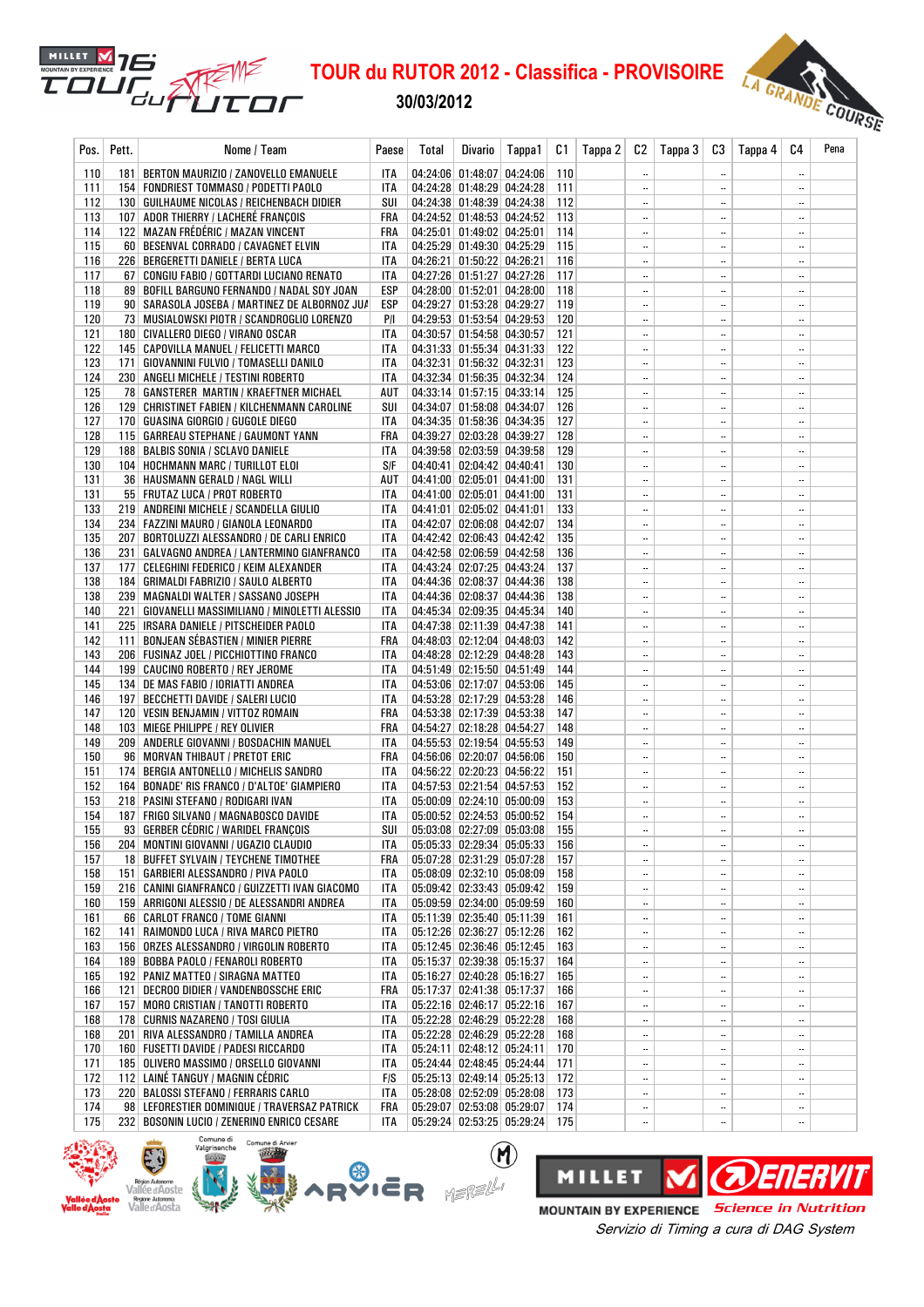# TOUR du RUTOR 2012 - Classifica - PROVISOIRE

30/03/2012

| Pos. | Pett. | Nome / Team | Paese | Total | Divario | Tappa1 | C1 | Tappa 2 | C2 | Tappa 3 | C3 | Tappa 4 | C4 | Pena |
|---|---|---|---|---|---|---|---|---|---|---|---|---|---|---|
| 110 | 181 | BERTON MAURIZIO / ZANOVELLO EMANUELE | ITA | 04:24:06 | 01:48:07 | 04:24:06 | 110 | | -- | | -- | | -- | |
| 111 | 154 | FONDRIEST TOMMASO / PODETTI PAOLO | ITA | 04:24:28 | 01:48:29 | 04:24:28 | 111 | | -- | | -- | | -- | |
| 112 | 130 | GUILHAUME NICOLAS / REICHENBACH DIDIER | SUI | 04:24:38 | 01:48:39 | 04:24:38 | 112 | | -- | | -- | | -- | |
| 113 | 107 | ADOR THIERRY / LACHERÉ FRANÇOIS | FRA | 04:24:52 | 01:48:53 | 04:24:52 | 113 | | -- | | -- | | -- | |
| 114 | 122 | MAZAN FRÉDÉRIC / MAZAN VINCENT | FRA | 04:25:01 | 01:49:02 | 04:25:01 | 114 | | -- | | -- | | -- | |
| 115 | 60 | BESENVAL CORRADO / CAVAGNET ELVIN | ITA | 04:25:29 | 01:49:30 | 04:25:29 | 115 | | -- | | -- | | -- | |
| 116 | 226 | BERGERETTI DANIELE / BERTA LUCA | ITA | 04:26:21 | 01:50:22 | 04:26:21 | 116 | | -- | | -- | | -- | |
| 117 | 67 | CONGIU FABIO / GOTTARDI LUCIANO RENATO | ITA | 04:27:26 | 01:51:27 | 04:27:26 | 117 | | -- | | -- | | -- | |
| 118 | 89 | BOFILL BARGUNO FERNANDO / NADAL SOY JOAN | ESP | 04:28:00 | 01:52:01 | 04:28:00 | 118 | | -- | | -- | | -- | |
| 119 | 90 | SARASOLA JOSEBA / MARTINEZ DE ALBORNOZ JUA | ESP | 04:29:27 | 01:53:28 | 04:29:27 | 119 | | -- | | -- | | -- | |
| 120 | 73 | MUSIALOWSKI PIOTR / SCANDROGLIO LORENZO | P/I | 04:29:53 | 01:53:54 | 04:29:53 | 120 | | -- | | -- | | -- | |
| 121 | 180 | CIVALLERO DIEGO / VIRANO OSCAR | ITA | 04:30:57 | 01:54:58 | 04:30:57 | 121 | | -- | | -- | | -- | |
| 122 | 145 | CAPOVILLA MANUEL / FELICETTI MARCO | ITA | 04:31:33 | 01:55:34 | 04:31:33 | 122 | | -- | | -- | | -- | |
| 123 | 171 | GIOVANNINI FULVIO / TOMASELLI DANILO | ITA | 04:32:31 | 01:56:32 | 04:32:31 | 123 | | -- | | -- | | -- | |
| 124 | 230 | ANGELI MICHELE / TESTINI ROBERTO | ITA | 04:32:34 | 01:56:35 | 04:32:34 | 124 | | -- | | -- | | -- | |
| 125 | 78 | GANSTERER MARTIN / KRAEFTNER MICHAEL | AUT | 04:33:14 | 01:57:15 | 04:33:14 | 125 | | -- | | -- | | -- | |
| 126 | 129 | CHRISTINET FABIEN / KILCHENMANN CAROLINE | SUI | 04:34:07 | 01:58:08 | 04:34:07 | 126 | | -- | | -- | | -- | |
| 127 | 170 | GUASINA GIORGIO / GUGOLE DIEGO | ITA | 04:34:35 | 01:58:36 | 04:34:35 | 127 | | -- | | -- | | -- | |
| 128 | 115 | GARREAU STEPHANE / GAUMONT YANN | FRA | 04:39:27 | 02:03:28 | 04:39:27 | 128 | | -- | | -- | | -- | |
| 129 | 188 | BALBIS SONIA / SCLAVO DANIELE | ITA | 04:39:58 | 02:03:59 | 04:39:58 | 129 | | -- | | -- | | -- | |
| 130 | 104 | HOCHMANN MARC / TURILLOT ELOI | S/F | 04:40:41 | 02:04:42 | 04:40:41 | 130 | | -- | | -- | | -- | |
| 131 | 36 | HAUSMANN GERALD / NAGL WILLI | AUT | 04:41:00 | 02:05:01 | 04:41:00 | 131 | | -- | | -- | | -- | |
| 131 | 55 | FRUTAZ LUCA / PROT ROBERTO | ITA | 04:41:00 | 02:05:01 | 04:41:00 | 131 | | -- | | -- | | -- | |
| 133 | 219 | ANDREINI MICHELE / SCANDELLA GIULIO | ITA | 04:41:01 | 02:05:02 | 04:41:01 | 133 | | -- | | -- | | -- | |
| 134 | 234 | FAZZINI MAURO / GIANOLA LEONARDO | ITA | 04:42:07 | 02:06:08 | 04:42:07 | 134 | | -- | | -- | | -- | |
| 135 | 207 | BORTOLUZZI ALESSANDRO / DE CARLI ENRICO | ITA | 04:42:42 | 02:06:43 | 04:42:42 | 135 | | -- | | -- | | -- | |
| 136 | 231 | GALVAGNO ANDREA / LANTERMINO GIANFRANCO | ITA | 04:42:58 | 02:06:59 | 04:42:58 | 136 | | -- | | -- | | -- | |
| 137 | 177 | CELEGHINI FEDERICO / KEIM ALEXANDER | ITA | 04:43:24 | 02:07:25 | 04:43:24 | 137 | | -- | | -- | | -- | |
| 138 | 184 | GRIMALDI FABRIZIO / SAULO ALBERTO | ITA | 04:44:36 | 02:08:37 | 04:44:36 | 138 | | -- | | -- | | -- | |
| 138 | 239 | MAGNALDI WALTER / SASSANO JOSEPH | ITA | 04:44:36 | 02:08:37 | 04:44:36 | 138 | | -- | | -- | | -- | |
| 140 | 221 | GIOVANELLI MASSIMILIANO / MINOLETTI ALESSIO | ITA | 04:45:34 | 02:09:35 | 04:45:34 | 140 | | -- | | -- | | -- | |
| 141 | 225 | IRSARA DANIELE / PITSCHEIDER PAOLO | ITA | 04:47:38 | 02:11:39 | 04:47:38 | 141 | | -- | | -- | | -- | |
| 142 | 111 | BONJEAN SÉBASTIEN / MINIER PIERRE | FRA | 04:48:03 | 02:12:04 | 04:48:03 | 142 | | -- | | -- | | -- | |
| 143 | 206 | FUSINAZ JOEL / PICCHIOTTINO FRANCO | ITA | 04:48:28 | 02:12:29 | 04:48:28 | 143 | | -- | | -- | | -- | |
| 144 | 199 | CAUCINO ROBERTO / REY JEROME | ITA | 04:51:49 | 02:15:50 | 04:51:49 | 144 | | -- | | -- | | -- | |
| 145 | 134 | DE MAS FABIO / IORIATTI ANDREA | ITA | 04:53:06 | 02:17:07 | 04:53:06 | 145 | | -- | | -- | | -- | |
| 146 | 197 | BECCHETTI DAVIDE / SALERI LUCIO | ITA | 04:53:28 | 02:17:29 | 04:53:28 | 146 | | -- | | -- | | -- | |
| 147 | 120 | VESIN BENJAMIN / VITTOZ ROMAIN | FRA | 04:53:38 | 02:17:39 | 04:53:38 | 147 | | -- | | -- | | -- | |
| 148 | 103 | MIEGE PHILIPPE / REY OLIVIER | FRA | 04:54:27 | 02:18:28 | 04:54:27 | 148 | | -- | | -- | | -- | |
| 149 | 209 | ANDERLE GIOVANNI / BOSDACHIN MANUEL | ITA | 04:55:53 | 02:19:54 | 04:55:53 | 149 | | -- | | -- | | -- | |
| 150 | 96 | MORVAN THIBAUT / PRETOT ERIC | FRA | 04:56:06 | 02:20:07 | 04:56:06 | 150 | | -- | | -- | | -- | |
| 151 | 174 | BERGIA ANTONELLO / MICHELIS SANDRO | ITA | 04:56:22 | 02:20:23 | 04:56:22 | 151 | | -- | | -- | | -- | |
| 152 | 164 | BONADE' RIS FRANCO / D'ALTOE' GIAMPIERO | ITA | 04:57:53 | 02:21:54 | 04:57:53 | 152 | | -- | | -- | | -- | |
| 153 | 218 | PASINI STEFANO / RODIGARI IVAN | ITA | 05:00:09 | 02:24:10 | 05:00:09 | 153 | | -- | | -- | | -- | |
| 154 | 187 | FRIGO SILVANO / MAGNABOSCO DAVIDE | ITA | 05:00:52 | 02:24:53 | 05:00:52 | 154 | | -- | | -- | | -- | |
| 155 | 93 | GERBER CÉDRIC / WARIDEL FRANÇOIS | SUI | 05:03:08 | 02:27:09 | 05:03:08 | 155 | | -- | | -- | | -- | |
| 156 | 204 | MONTINI GIOVANNI / UGAZIO CLAUDIO | ITA | 05:05:33 | 02:29:34 | 05:05:33 | 156 | | -- | | -- | | -- | |
| 157 | 18 | BUFFET SYLVAIN / TEYCHENE TIMOTHEE | FRA | 05:07:28 | 02:31:29 | 05:07:28 | 157 | | -- | | -- | | -- | |
| 158 | 151 | GARBIERI ALESSANDRO / PIVA PAOLO | ITA | 05:08:09 | 02:32:10 | 05:08:09 | 158 | | -- | | -- | | -- | |
| 159 | 216 | CANINI GIANFRANCO / GUIZZETTI IVAN GIACOMO | ITA | 05:09:42 | 02:33:43 | 05:09:42 | 159 | | -- | | -- | | -- | |
| 160 | 159 | ARRIGONI ALESSIO / DE ALESSANDRI ANDREA | ITA | 05:09:59 | 02:34:00 | 05:09:59 | 160 | | -- | | -- | | -- | |
| 161 | 66 | CARLOT FRANCO / TOME GIANNI | ITA | 05:11:39 | 02:35:40 | 05:11:39 | 161 | | -- | | -- | | -- | |
| 162 | 141 | RAIMONDO LUCA / RIVA MARCO PIETRO | ITA | 05:12:26 | 02:36:27 | 05:12:26 | 162 | | -- | | -- | | -- | |
| 163 | 156 | ORZES ALESSANDRO / VIRGOLIN ROBERTO | ITA | 05:12:45 | 02:36:46 | 05:12:45 | 163 | | -- | | -- | | -- | |
| 164 | 189 | BOBBA PAOLO / FENAROLI ROBERTO | ITA | 05:15:37 | 02:39:38 | 05:15:37 | 164 | | -- | | -- | | -- | |
| 165 | 192 | PANIZ MATTEO / SIRAGNA MATTEO | ITA | 05:16:27 | 02:40:28 | 05:16:27 | 165 | | -- | | -- | | -- | |
| 166 | 121 | DECROO DIDIER / VANDENBOSSCHE ERIC | FRA | 05:17:37 | 02:41:38 | 05:17:37 | 166 | | -- | | -- | | -- | |
| 167 | 157 | MORO CRISTIAN / TANOTTI ROBERTO | ITA | 05:22:16 | 02:46:17 | 05:22:16 | 167 | | -- | | -- | | -- | |
| 168 | 178 | CURNIS NAZARENO / TOSI GIULIA | ITA | 05:22:28 | 02:46:29 | 05:22:28 | 168 | | -- | | -- | | -- | |
| 168 | 201 | RIVA ALESSANDRO / TAMILLA ANDREA | ITA | 05:22:28 | 02:46:29 | 05:22:28 | 168 | | -- | | -- | | -- | |
| 170 | 160 | FUSETTI DAVIDE / PADESI RICCARDO | ITA | 05:24:11 | 02:48:12 | 05:24:11 | 170 | | -- | | -- | | -- | |
| 171 | 185 | OLIVERO MASSIMO / ORSELLO GIOVANNI | ITA | 05:24:44 | 02:48:45 | 05:24:44 | 171 | | -- | | -- | | -- | |
| 172 | 112 | LAINÉ TANGUY / MAGNIN CÉDRIC | F/S | 05:25:13 | 02:49:14 | 05:25:13 | 172 | | -- | | -- | | -- | |
| 173 | 220 | BALOSSI STEFANO / FERRARIS CARLO | ITA | 05:28:08 | 02:52:09 | 05:28:08 | 173 | | -- | | -- | | -- | |
| 174 | 98 | LEFORESTIER DOMINIQUE / TRAVERSAZ PATRICK | FRA | 05:29:07 | 02:53:08 | 05:29:07 | 174 | | -- | | -- | | -- | |
| 175 | 232 | BOSONIN LUCIO / ZENERINO ENRICO CESARE | ITA | 05:29:24 | 02:53:25 | 05:29:24 | 175 | | -- | | -- | | -- | |

Servizio di Timing a cura di DAG System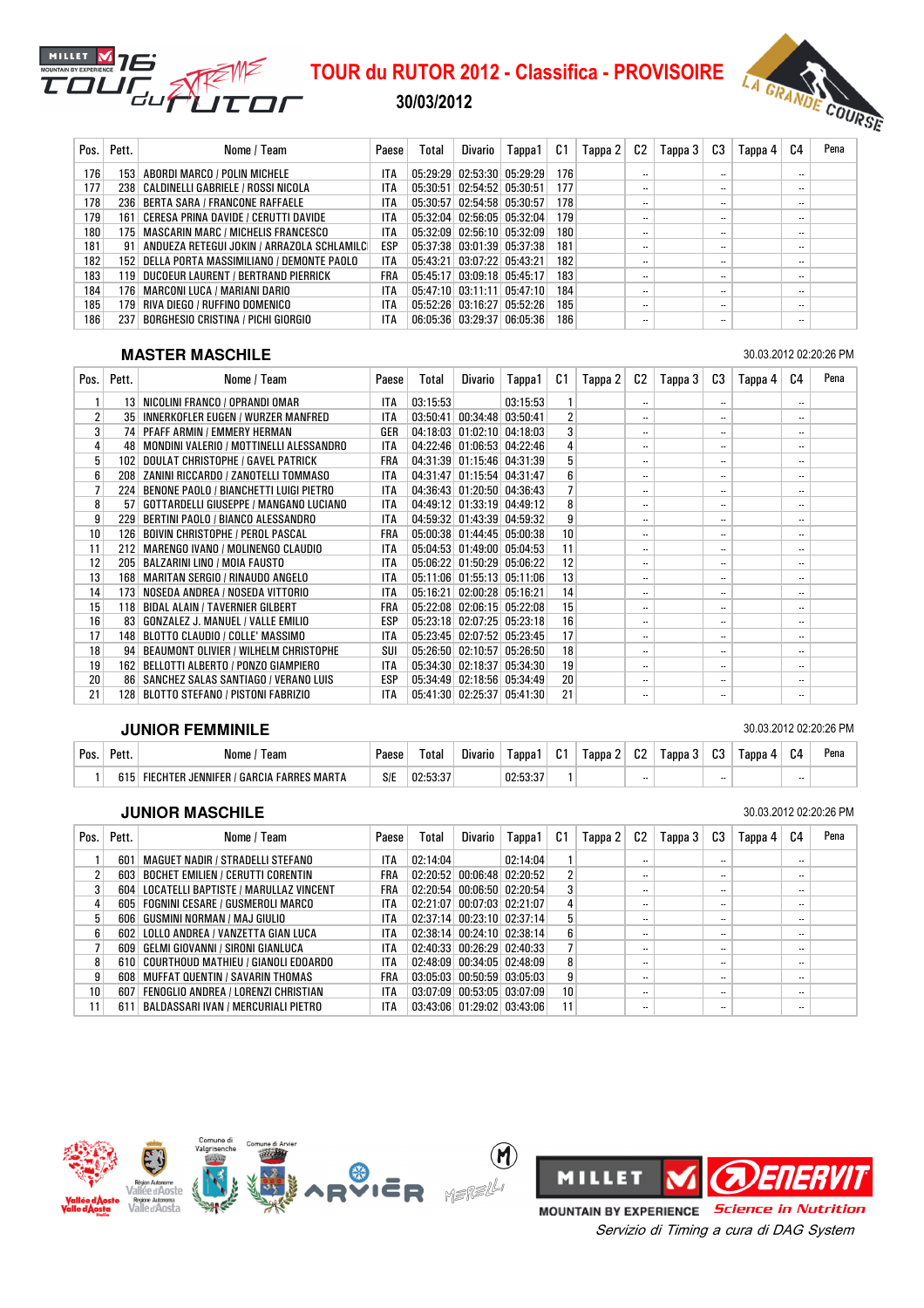# TOUR du RUTOR 2012 - Classifica - PROVISOIRE

30/03/2012

| Pos. | Pett. | Nome / Team | Paese | Total | Divario | Tappa1 | C1 | Tappa 2 | C2 | Tappa 3 | C3 | Tappa 4 | C4 | Pena |
|---|---|---|---|---|---|---|---|---|---|---|---|---|---|---|
| 176 | 153 | ABORDI MARCO / POLIN MICHELE | ITA | 05:29:29 | 02:53:30 | 05:29:29 | 176 | | -- | | -- | | -- | |
| 177 | 238 | CALDINELLI GABRIELE / ROSSI NICOLA | ITA | 05:30:51 | 02:54:52 | 05:30:51 | 177 | | -- | | -- | | -- | |
| 178 | 236 | BERTA SARA / FRANCONE RAFFAELE | ITA | 05:30:57 | 02:54:58 | 05:30:57 | 178 | | -- | | -- | | -- | |
| 179 | 161 | CERESA PRINA DAVIDE / CERUTTI DAVIDE | ITA | 05:32:04 | 02:56:05 | 05:32:04 | 179 | | -- | | -- | | -- | |
| 180 | 175 | MASCARIN MARC / MICHELIS FRANCESCO | ITA | 05:32:09 | 02:56:10 | 05:32:09 | 180 | | -- | | -- | | -- | |
| 181 | 91 | ANDUEZA RETEGUI JOKIN / ARRAZOLA SCHLAMILC | ESP | 05:37:38 | 03:01:39 | 05:37:38 | 181 | | -- | | -- | | -- | |
| 182 | 152 | DELLA PORTA MASSIMILIANO / DEMONTE PAOLO | ITA | 05:43:21 | 03:07:22 | 05:43:21 | 182 | | -- | | -- | | -- | |
| 183 | 119 | DUCOEUR LAURENT / BERTRAND PIERRICK | FRA | 05:45:17 | 03:09:18 | 05:45:17 | 183 | | -- | | -- | | -- | |
| 184 | 176 | MARCONI LUCA / MARIANI DARIO | ITA | 05:47:10 | 03:11:11 | 05:47:10 | 184 | | -- | | -- | | -- | |
| 185 | 179 | RIVA DIEGO / RUFFINO DOMENICO | ITA | 05:52:26 | 03:16:27 | 05:52:26 | 185 | | -- | | -- | | -- | |
| 186 | 237 | BORGHESIO CRISTINA / PICHI GIORGIO | ITA | 06:05:36 | 03:29:37 | 06:05:36 | 186 | | -- | | -- | | -- | |

## MASTER MASCHILE

30.03.2012 02:20:26 PM

| Pos. | Pett. | Nome / Team | Paese | Total | Divario | Tappa1 | C1 | Tappa 2 | C2 | Tappa 3 | C3 | Tappa 4 | C4 | Pena |
|---|---|---|---|---|---|---|---|---|---|---|---|---|---|---|
| 1 | 13 | NICOLINI FRANCO / OPRANDI OMAR | ITA | 03:15:53 | | 03:15:53 | 1 | | -- | | -- | | -- | |
| 2 | 35 | INNERKOFLER EUGEN / WURZER MANFRED | ITA | 03:50:41 | 00:34:48 | 03:50:41 | 2 | | -- | | -- | | -- | |
| 3 | 74 | PFAFF ARMIN / EMMERY HERMAN | GER | 04:18:03 | 01:02:10 | 04:18:03 | 3 | | -- | | -- | | -- | |
| 4 | 48 | MONDINI VALERIO / MOTTINELLI ALESSANDRO | ITA | 04:22:46 | 01:06:53 | 04:22:46 | 4 | | -- | | -- | | -- | |
| 5 | 102 | DOULAT CHRISTOPHE / GAVEL PATRICK | FRA | 04:31:39 | 01:15:46 | 04:31:39 | 5 | | -- | | -- | | -- | |
| 6 | 208 | ZANINI RICCARDO / ZANOTELLI TOMMASO | ITA | 04:31:47 | 01:15:54 | 04:31:47 | 6 | | -- | | -- | | -- | |
| 7 | 224 | BENONE PAOLO / BIANCHETTI LUIGI PIETRO | ITA | 04:36:43 | 01:20:50 | 04:36:43 | 7 | | -- | | -- | | -- | |
| 8 | 57 | GOTTARDELLI GIUSEPPE / MANGANO LUCIANO | ITA | 04:49:12 | 01:33:19 | 04:49:12 | 8 | | -- | | -- | | -- | |
| 9 | 229 | BERTINI PAOLO / BIANCO ALESSANDRO | ITA | 04:59:32 | 01:43:39 | 04:59:32 | 9 | | -- | | -- | | -- | |
| 10 | 126 | BOIVIN CHRISTOPHE / PEROL PASCAL | FRA | 05:00:38 | 01:44:45 | 05:00:38 | 10 | | -- | | -- | | -- | |
| 11 | 212 | MARENGO IVANO / MOLINENGO CLAUDIO | ITA | 05:04:53 | 01:49:00 | 05:04:53 | 11 | | -- | | -- | | -- | |
| 12 | 205 | BALZARINI LINO / MOIA FAUSTO | ITA | 05:06:22 | 01:50:29 | 05:06:22 | 12 | | -- | | -- | | -- | |
| 13 | 168 | MARITAN SERGIO / RINAUDO ANGELO | ITA | 05:11:06 | 01:55:13 | 05:11:06 | 13 | | -- | | -- | | -- | |
| 14 | 173 | NOSEDA ANDREA / NOSEDA VITTORIO | ITA | 05:16:21 | 02:00:28 | 05:16:21 | 14 | | -- | | -- | | -- | |
| 15 | 118 | BIDAL ALAIN / TAVERNIER GILBERT | FRA | 05:22:08 | 02:06:15 | 05:22:08 | 15 | | -- | | -- | | -- | |
| 16 | 83 | GONZALEZ J. MANUEL / VALLE EMILIO | ESP | 05:23:18 | 02:07:25 | 05:23:18 | 16 | | -- | | -- | | -- | |
| 17 | 148 | BLOTTO CLAUDIO / COLLE' MASSIMO | ITA | 05:23:45 | 02:07:52 | 05:23:45 | 17 | | -- | | -- | | -- | |
| 18 | 94 | BEAUMONT OLIVIER / WILHELM CHRISTOPHE | SUI | 05:26:50 | 02:10:57 | 05:26:50 | 18 | | -- | | -- | | -- | |
| 19 | 162 | BELLOTTI ALBERTO / PONZO GIAMPIERO | ITA | 05:34:30 | 02:18:37 | 05:34:30 | 19 | | -- | | -- | | -- | |
| 20 | 86 | SANCHEZ SALAS SANTIAGO / VERANO LUIS | ESP | 05:34:49 | 02:18:56 | 05:34:49 | 20 | | -- | | -- | | -- | |
| 21 | 128 | BLOTTO STEFANO / PISTONI FABRIZIO | ITA | 05:41:30 | 02:25:37 | 05:41:30 | 21 | | -- | | -- | | -- | |

## JUNIOR FEMMINILE

30.03.2012 02:20:26 PM

| Pos. | Pett. | Nome / Team | Paese | Total | Divario | Tappa1 | C1 | Tappa 2 | C2 | Tappa 3 | C3 | Tappa 4 | C4 | Pena |
|---|---|---|---|---|---|---|---|---|---|---|---|---|---|---|
| 1 | 615 | FIECHTER JENNIFER / GARCIA FARRES MARTA | S/E | 02:53:37 | | 02:53:37 | 1 | | -- | | -- | | -- | |

## JUNIOR MASCHILE

30.03.2012 02:20:26 PM

| Pos. | Pett. | Nome / Team | Paese | Total | Divario | Tappa1 | C1 | Tappa 2 | C2 | Tappa 3 | C3 | Tappa 4 | C4 | Pena |
|---|---|---|---|---|---|---|---|---|---|---|---|---|---|---|
| 1 | 601 | MAGUET NADIR / STRADELLI STEFANO | ITA | 02:14:04 | | 02:14:04 | 1 | | -- | | -- | | -- | |
| 2 | 603 | BOCHET EMILIEN / CERUTTI CORENTIN | FRA | 02:20:52 | 00:06:48 | 02:20:52 | 2 | | -- | | -- | | -- | |
| 3 | 604 | LOCATELLI BAPTISTE / MARULLAZ VINCENT | FRA | 02:20:54 | 00:06:50 | 02:20:54 | 3 | | -- | | -- | | -- | |
| 4 | 605 | FOGNINI CESARE / GUSMEROLI MARCO | ITA | 02:21:07 | 00:07:03 | 02:21:07 | 4 | | -- | | -- | | -- | |
| 5 | 606 | GUSMINI NORMAN / MAJ GIULIO | ITA | 02:37:14 | 00:23:10 | 02:37:14 | 5 | | -- | | -- | | -- | |
| 6 | 602 | LOLLO ANDREA / VANZETTA GIAN LUCA | ITA | 02:38:14 | 00:24:10 | 02:38:14 | 6 | | -- | | -- | | -- | |
| 7 | 609 | GELMI GIOVANNI / SIRONI GIANLUCA | ITA | 02:40:33 | 00:26:29 | 02:40:33 | 7 | | -- | | -- | | -- | |
| 8 | 610 | COURTHOUD MATHIEU / GIANOLI EDOARDO | ITA | 02:48:09 | 00:34:05 | 02:48:09 | 8 | | -- | | -- | | -- | |
| 9 | 608 | MUFFAT QUENTIN / SAVARIN THOMAS | FRA | 03:05:03 | 00:50:59 | 03:05:03 | 9 | | -- | | -- | | -- | |
| 10 | 607 | FENOGLIO ANDREA / LORENZI CHRISTIAN | ITA | 03:07:09 | 00:53:05 | 03:07:09 | 10 | | -- | | -- | | -- | |
| 11 | 611 | BALDASSARI IVAN / MERCURIALI PIETRO | ITA | 03:43:06 | 01:29:02 | 03:43:06 | 11 | | -- | | -- | | -- | |

Servizio di Timing a cura di DAG System